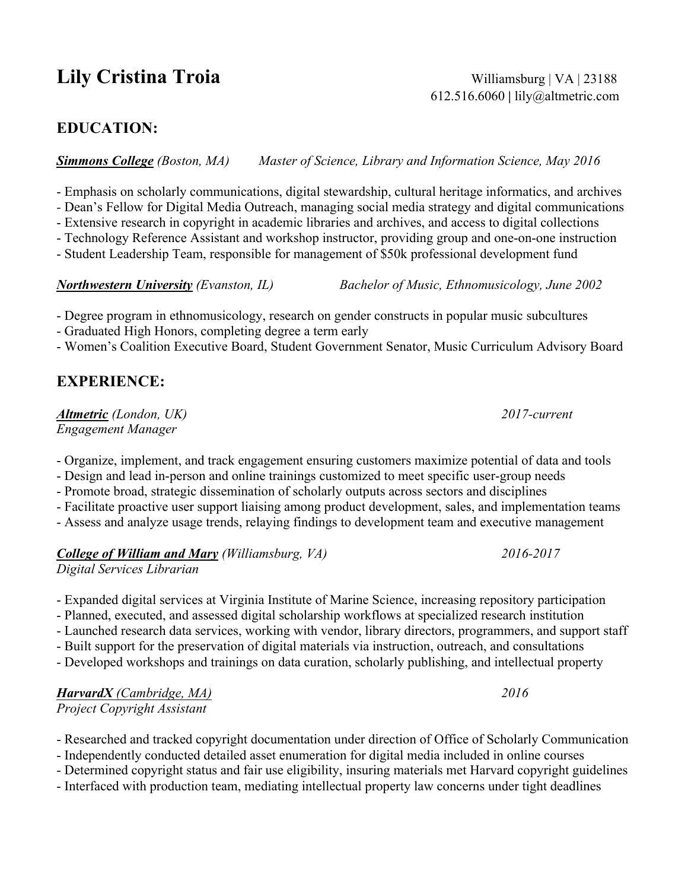# Lily Cristina Troia

Williamsburg | VA | 23188
612.516.6060 | lily@altmetric.com

## EDUCATION:

***Simmons College*** *(Boston, MA)* *Master of Science, Library and Information Science, May 2016*

- Emphasis on scholarly communications, digital stewardship, cultural heritage informatics, and archives
- Dean's Fellow for Digital Media Outreach, managing social media strategy and digital communications
- Extensive research in copyright in academic libraries and archives, and access to digital collections
- Technology Reference Assistant and workshop instructor, providing group and one-on-one instruction
- Student Leadership Team, responsible for management of $50k professional development fund

***Northwestern University*** *(Evanston, IL)* *Bachelor of Music, Ethnomusicology, June 2002*

- Degree program in ethnomusicology, research on gender constructs in popular music subcultures
- Graduated High Honors, completing degree a term early
- Women's Coalition Executive Board, Student Government Senator, Music Curriculum Advisory Board

## EXPERIENCE:

***Altmetric*** *(London, UK)* *2017-current*
*Engagement Manager*

- Organize, implement, and track engagement ensuring customers maximize potential of data and tools
- Design and lead in-person and online trainings customized to meet specific user-group needs
- Promote broad, strategic dissemination of scholarly outputs across sectors and disciplines
- Facilitate proactive user support liaising among product development, sales, and implementation teams
- Assess and analyze usage trends, relaying findings to development team and executive management

***College of William and Mary*** *(Williamsburg, VA)* *2016-2017*
*Digital Services Librarian*

- Expanded digital services at Virginia Institute of Marine Science, increasing repository participation
- Planned, executed, and assessed digital scholarship workflows at specialized research institution
- Launched research data services, working with vendor, library directors, programmers, and support staff
- Built support for the preservation of digital materials via instruction, outreach, and consultations
- Developed workshops and trainings on data curation, scholarly publishing, and intellectual property

***HarvardX*** *(Cambridge, MA)* *2016*
*Project Copyright Assistant*

- Researched and tracked copyright documentation under direction of Office of Scholarly Communication
- Independently conducted detailed asset enumeration for digital media included in online courses
- Determined copyright status and fair use eligibility, insuring materials met Harvard copyright guidelines
- Interfaced with production team, mediating intellectual property law concerns under tight deadlines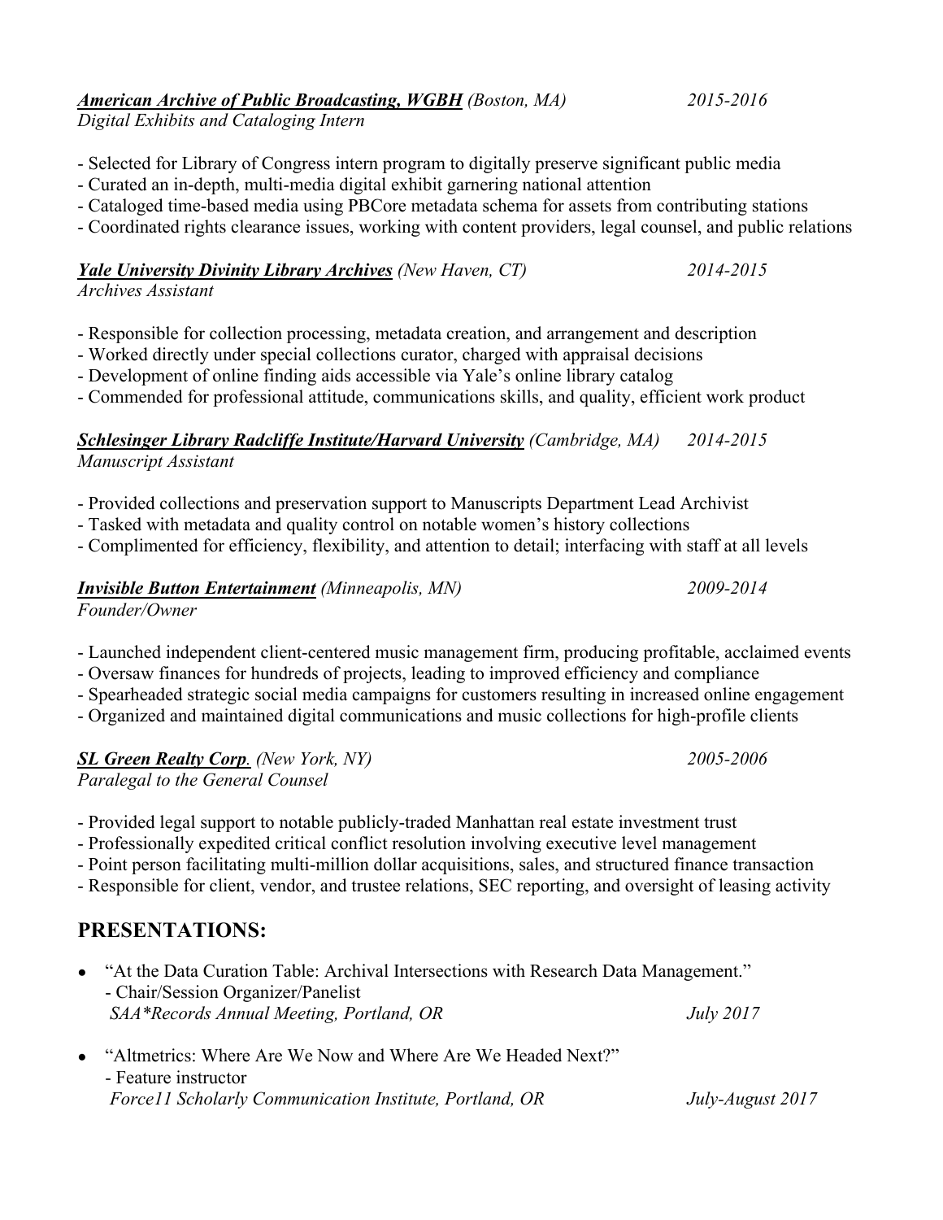***American Archive of Public Broadcasting, WGBH*** *(Boston, MA)* *2015-2016*
*Digital Exhibits and Cataloging Intern*

- Selected for Library of Congress intern program to digitally preserve significant public media
- Curated an in-depth, multi-media digital exhibit garnering national attention
- Cataloged time-based media using PBCore metadata schema for assets from contributing stations
- Coordinated rights clearance issues, working with content providers, legal counsel, and public relations

***Yale University Divinity Library Archives*** *(New Haven, CT)* *2014-2015*
*Archives Assistant*

- Responsible for collection processing, metadata creation, and arrangement and description
- Worked directly under special collections curator, charged with appraisal decisions
- Development of online finding aids accessible via Yale's online library catalog
- Commended for professional attitude, communications skills, and quality, efficient work product

***Schlesinger Library Radcliffe Institute/Harvard University*** *(Cambridge, MA)* *2014-2015*
*Manuscript Assistant*

- Provided collections and preservation support to Manuscripts Department Lead Archivist
- Tasked with metadata and quality control on notable women's history collections
- Complimented for efficiency, flexibility, and attention to detail; interfacing with staff at all levels

***Invisible Button Entertainment*** *(Minneapolis, MN)* *2009-2014*
*Founder/Owner*

- Launched independent client-centered music management firm, producing profitable, acclaimed events
- Oversaw finances for hundreds of projects, leading to improved efficiency and compliance
- Spearheaded strategic social media campaigns for customers resulting in increased online engagement
- Organized and maintained digital communications and music collections for high-profile clients

***SL Green Realty Corp.*** *(New York, NY)* *2005-2006*
*Paralegal to the General Counsel*

- Provided legal support to notable publicly-traded Manhattan real estate investment trust
- Professionally expedited critical conflict resolution involving executive level management
- Point person facilitating multi-million dollar acquisitions, sales, and structured finance transaction
- Responsible for client, vendor, and trustee relations, SEC reporting, and oversight of leasing activity

## PRESENTATIONS:

- "At the Data Curation Table: Archival Intersections with Research Data Management."
  - Chair/Session Organizer/Panelist
  *SAA*Records Annual Meeting, Portland, OR* *July 2017*

- "Altmetrics: Where Are We Now and Where Are We Headed Next?"
  - Feature instructor
  *Force11 Scholarly Communication Institute, Portland, OR* *July-August 2017*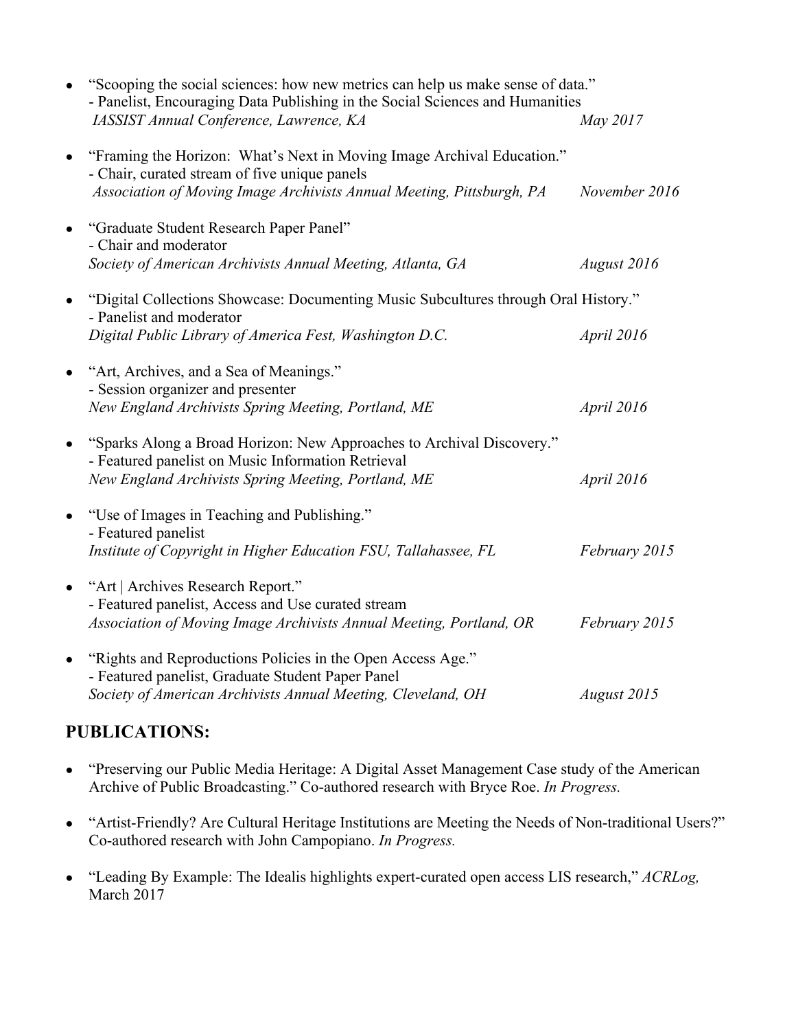- "Scooping the social sciences: how new metrics can help us make sense of data."
  - Panelist, Encouraging Data Publishing in the Social Sciences and Humanities
  *IASSIST Annual Conference, Lawrence, KA* *May 2017*

- "Framing the Horizon: What's Next in Moving Image Archival Education."
  - Chair, curated stream of five unique panels
  *Association of Moving Image Archivists Annual Meeting, Pittsburgh, PA* *November 2016*

- "Graduate Student Research Paper Panel"
  - Chair and moderator
  *Society of American Archivists Annual Meeting, Atlanta, GA* *August 2016*

- "Digital Collections Showcase: Documenting Music Subcultures through Oral History."
  - Panelist and moderator
  *Digital Public Library of America Fest, Washington D.C.* *April 2016*

- "Art, Archives, and a Sea of Meanings."
  - Session organizer and presenter
  *New England Archivists Spring Meeting, Portland, ME* *April 2016*

- "Sparks Along a Broad Horizon: New Approaches to Archival Discovery."
  - Featured panelist on Music Information Retrieval
  *New England Archivists Spring Meeting, Portland, ME* *April 2016*

- "Use of Images in Teaching and Publishing."
  - Featured panelist
  *Institute of Copyright in Higher Education FSU, Tallahassee, FL* *February 2015*

- "Art | Archives Research Report."
  - Featured panelist, Access and Use curated stream
  *Association of Moving Image Archivists Annual Meeting, Portland, OR* *February 2015*

- "Rights and Reproductions Policies in the Open Access Age."
  - Featured panelist, Graduate Student Paper Panel
  *Society of American Archivists Annual Meeting, Cleveland, OH* *August 2015*

## PUBLICATIONS:

- "Preserving our Public Media Heritage: A Digital Asset Management Case study of the American Archive of Public Broadcasting." Co-authored research with Bryce Roe. *In Progress.*

- "Artist-Friendly? Are Cultural Heritage Institutions are Meeting the Needs of Non-traditional Users?" Co-authored research with John Campopiano. *In Progress.*

- "Leading By Example: The Idealis highlights expert-curated open access LIS research," *ACRLog,* March 2017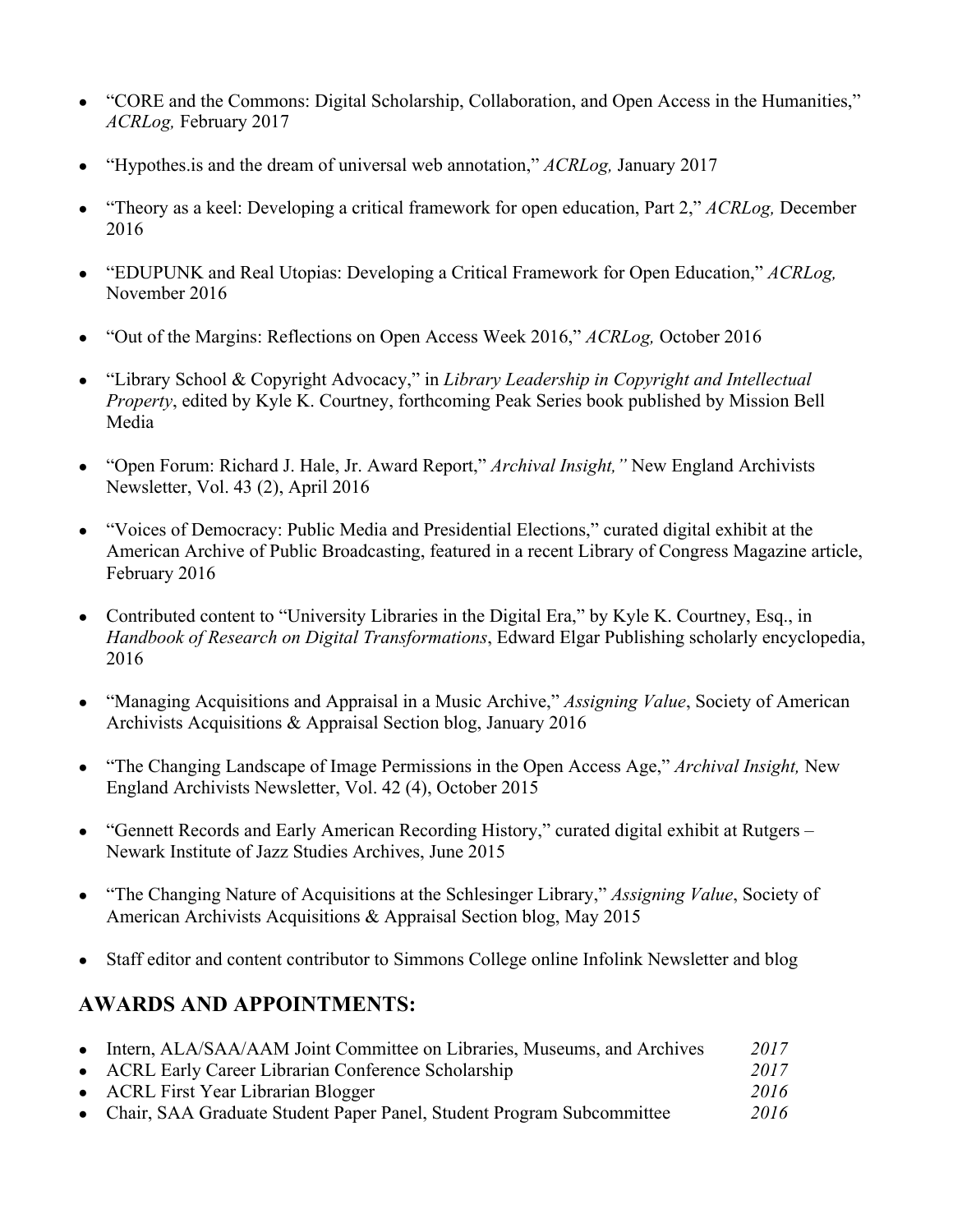- "CORE and the Commons: Digital Scholarship, Collaboration, and Open Access in the Humanities," *ACRLog,* February 2017

- "Hypothes.is and the dream of universal web annotation," *ACRLog,* January 2017

- "Theory as a keel: Developing a critical framework for open education, Part 2," *ACRLog,* December 2016

- "EDUPUNK and Real Utopias: Developing a Critical Framework for Open Education," *ACRLog,* November 2016

- "Out of the Margins: Reflections on Open Access Week 2016," *ACRLog,* October 2016

- "Library School & Copyright Advocacy," in *Library Leadership in Copyright and Intellectual Property*, edited by Kyle K. Courtney, forthcoming Peak Series book published by Mission Bell Media

- "Open Forum: Richard J. Hale, Jr. Award Report," *Archival Insight,"* New England Archivists Newsletter, Vol. 43 (2), April 2016

- "Voices of Democracy: Public Media and Presidential Elections," curated digital exhibit at the American Archive of Public Broadcasting, featured in a recent Library of Congress Magazine article, February 2016

- Contributed content to "University Libraries in the Digital Era," by Kyle K. Courtney, Esq., in *Handbook of Research on Digital Transformations*, Edward Elgar Publishing scholarly encyclopedia, 2016

- "Managing Acquisitions and Appraisal in a Music Archive," *Assigning Value*, Society of American Archivists Acquisitions & Appraisal Section blog, January 2016

- "The Changing Landscape of Image Permissions in the Open Access Age," *Archival Insight,* New England Archivists Newsletter, Vol. 42 (4), October 2015

- "Gennett Records and Early American Recording History," curated digital exhibit at Rutgers – Newark Institute of Jazz Studies Archives, June 2015

- "The Changing Nature of Acquisitions at the Schlesinger Library," *Assigning Value*, Society of American Archivists Acquisitions & Appraisal Section blog, May 2015

- Staff editor and content contributor to Simmons College online Infolink Newsletter and blog

## AWARDS AND APPOINTMENTS:

- Intern, ALA/SAA/AAM Joint Committee on Libraries, Museums, and Archives *2017*
- ACRL Early Career Librarian Conference Scholarship *2017*
- ACRL First Year Librarian Blogger *2016*
- Chair, SAA Graduate Student Paper Panel, Student Program Subcommittee *2016*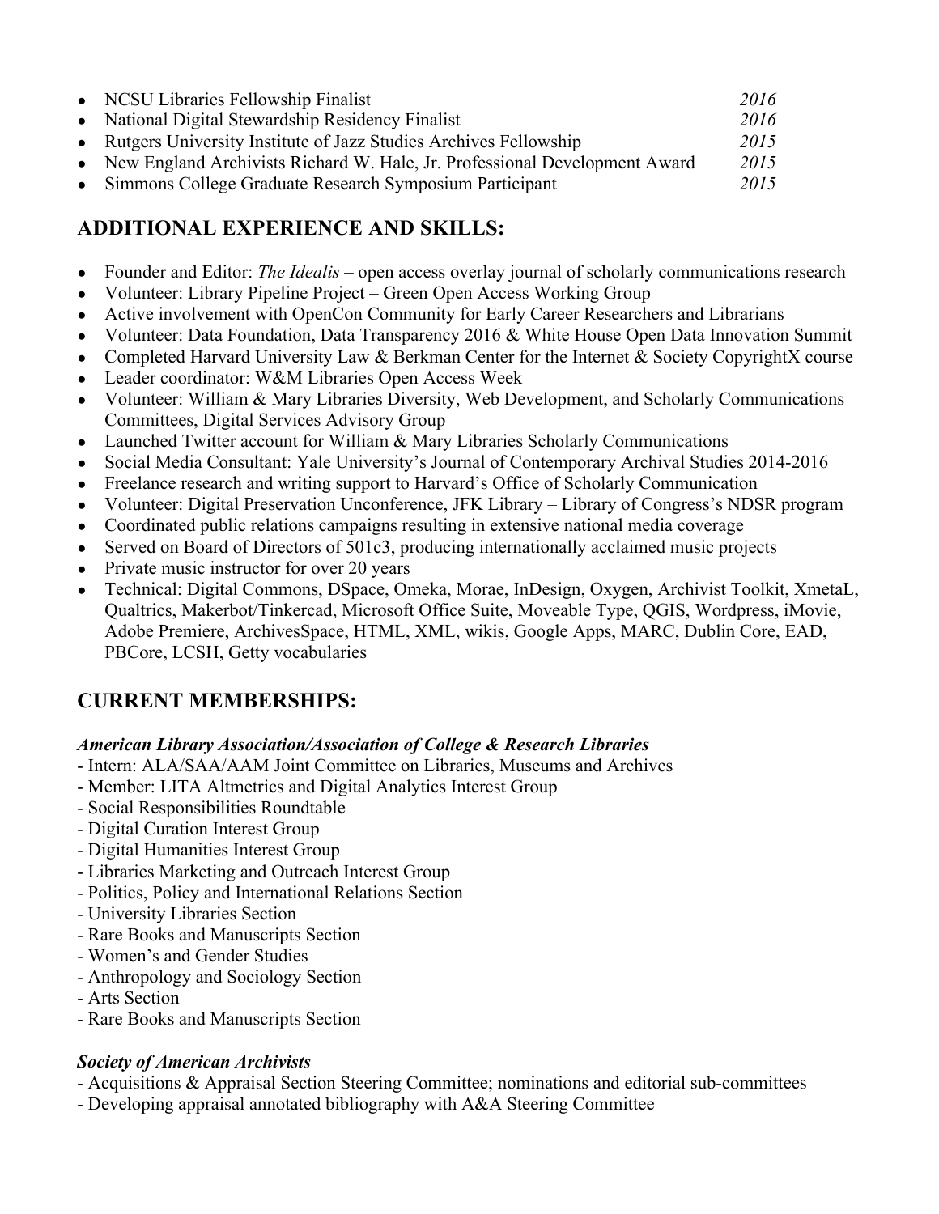- NCSU Libraries Fellowship Finalist *2016*
- National Digital Stewardship Residency Finalist *2016*
- Rutgers University Institute of Jazz Studies Archives Fellowship *2015*
- New England Archivists Richard W. Hale, Jr. Professional Development Award *2015*
- Simmons College Graduate Research Symposium Participant *2015*

## ADDITIONAL EXPERIENCE AND SKILLS:

- Founder and Editor: *The Idealis* – open access overlay journal of scholarly communications research
- Volunteer: Library Pipeline Project – Green Open Access Working Group
- Active involvement with OpenCon Community for Early Career Researchers and Librarians
- Volunteer: Data Foundation, Data Transparency 2016 & White House Open Data Innovation Summit
- Completed Harvard University Law & Berkman Center for the Internet & Society CopyrightX course
- Leader coordinator: W&M Libraries Open Access Week
- Volunteer: William & Mary Libraries Diversity, Web Development, and Scholarly Communications Committees, Digital Services Advisory Group
- Launched Twitter account for William & Mary Libraries Scholarly Communications
- Social Media Consultant: Yale University's Journal of Contemporary Archival Studies 2014-2016
- Freelance research and writing support to Harvard's Office of Scholarly Communication
- Volunteer: Digital Preservation Unconference, JFK Library – Library of Congress's NDSR program
- Coordinated public relations campaigns resulting in extensive national media coverage
- Served on Board of Directors of 501c3, producing internationally acclaimed music projects
- Private music instructor for over 20 years
- Technical: Digital Commons, DSpace, Omeka, Morae, InDesign, Oxygen, Archivist Toolkit, XmetaL, Qualtrics, Makerbot/Tinkercad, Microsoft Office Suite, Moveable Type, QGIS, Wordpress, iMovie, Adobe Premiere, ArchivesSpace, HTML, XML, wikis, Google Apps, MARC, Dublin Core, EAD, PBCore, LCSH, Getty vocabularies

## CURRENT MEMBERSHIPS:

***American Library Association/Association of College & Research Libraries***

- Intern: ALA/SAA/AAM Joint Committee on Libraries, Museums and Archives
- Member: LITA Altmetrics and Digital Analytics Interest Group
- Social Responsibilities Roundtable
- Digital Curation Interest Group
- Digital Humanities Interest Group
- Libraries Marketing and Outreach Interest Group
- Politics, Policy and International Relations Section
- University Libraries Section
- Rare Books and Manuscripts Section
- Women's and Gender Studies
- Anthropology and Sociology Section
- Arts Section
- Rare Books and Manuscripts Section

***Society of American Archivists***

- Acquisitions & Appraisal Section Steering Committee; nominations and editorial sub-committees
- Developing appraisal annotated bibliography with A&A Steering Committee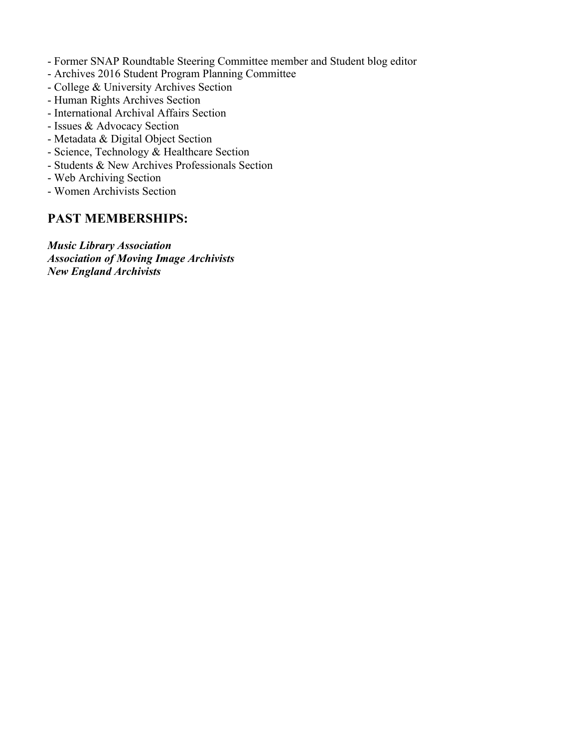- Former SNAP Roundtable Steering Committee member and Student blog editor
- Archives 2016 Student Program Planning Committee
- College & University Archives Section
- Human Rights Archives Section
- International Archival Affairs Section
- Issues & Advocacy Section
- Metadata & Digital Object Section
- Science, Technology & Healthcare Section
- Students & New Archives Professionals Section
- Web Archiving Section
- Women Archivists Section

## PAST MEMBERSHIPS:

***Music Library Association***
***Association of Moving Image Archivists***
***New England Archivists***